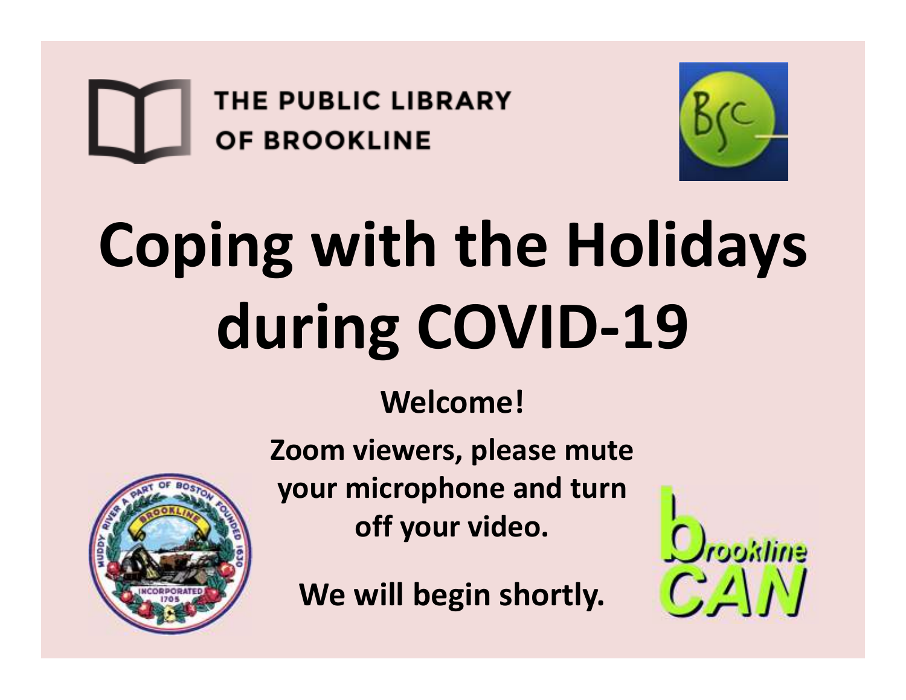THE PUBLIC LIBRARY OF BROOKLINE

# Coping with the Holidays during COVID-19

**Welcome!**

**Zoom viewers, please mute your microphone and turn off your video.**

**We will begin shortly.**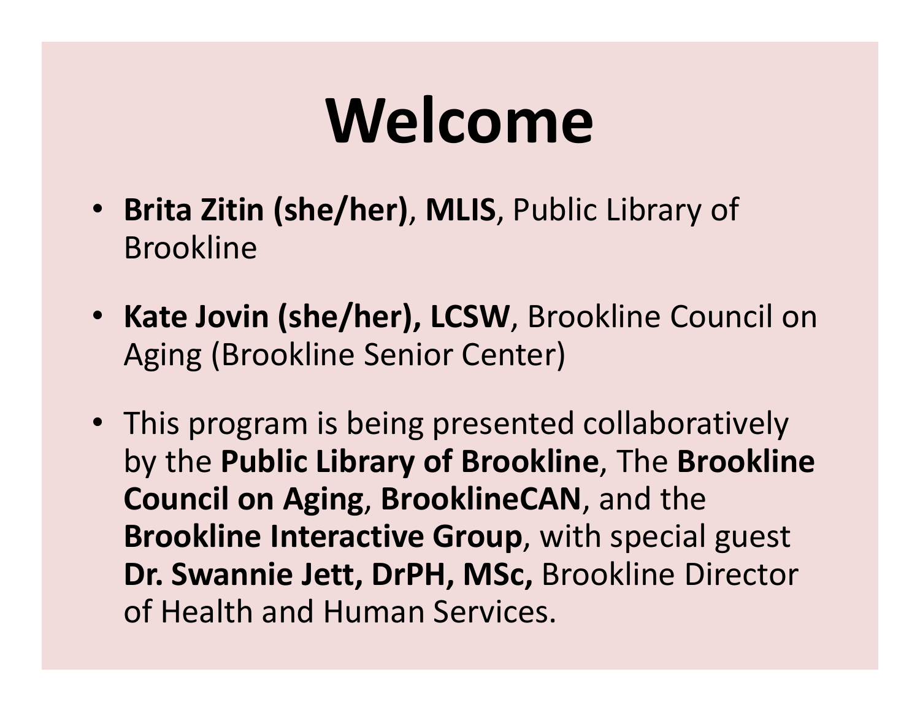# Welcome

- **Brita Zitin (she/her)**, **MLIS**, Public Library of Brookline
- **Kate Jovin (she/her), LCSW**, Brookline Council on Aging (Brookline Senior Center)
- This program is being presented collaboratively by the **Public Library of Brookline**, The **Brookline Council on Aging**, **BrooklineCAN**, and the **Brookline Interactive Group**, with special guest **Dr. Swannie Jett, DrPH, MSc,** Brookline Director of Health and Human Services.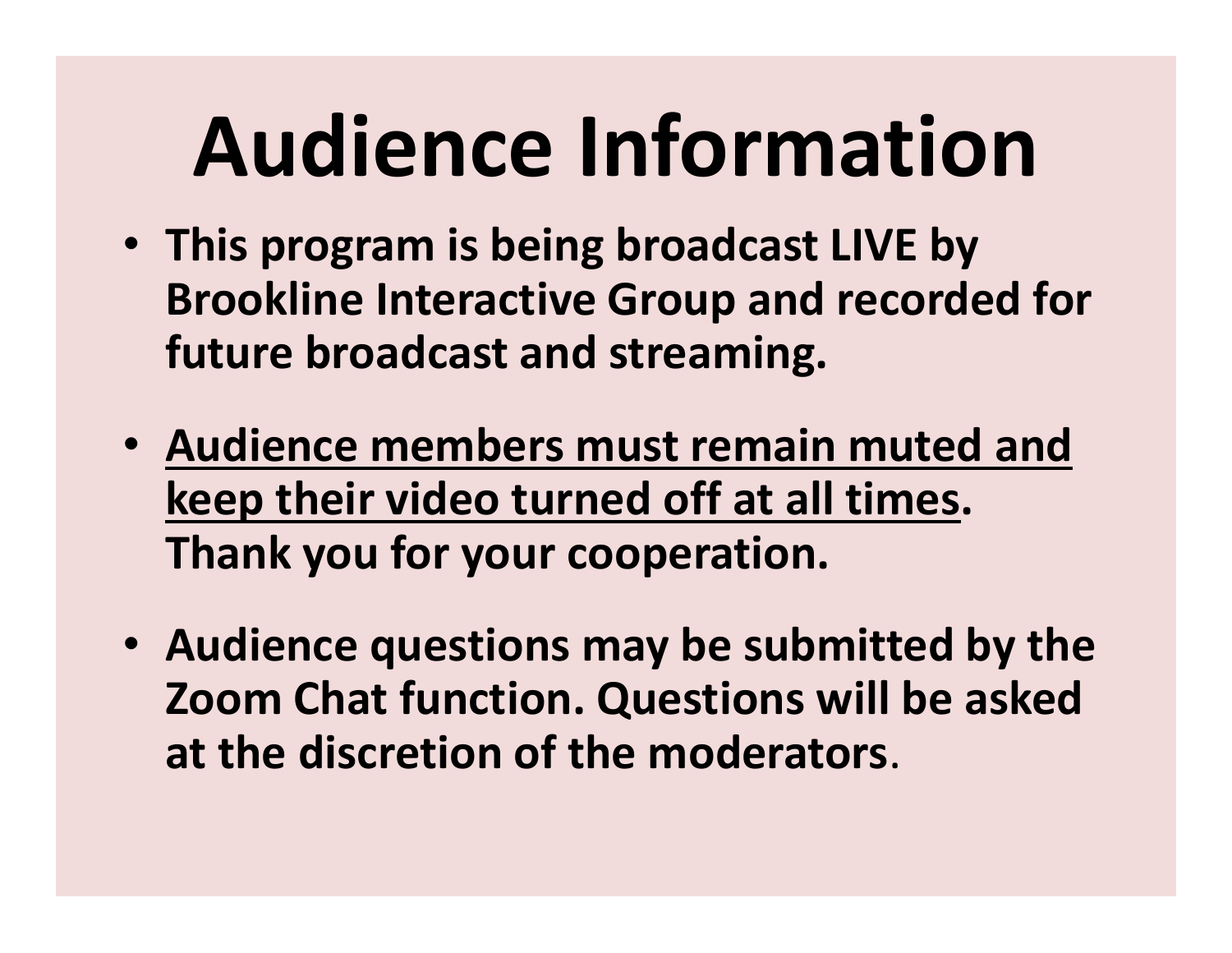# Audience Information

- **This program is being broadcast LIVE by Brookline Interactive Group and recorded for future broadcast and streaming.**
- **<u>Audience members must remain muted and keep their video turned off at all times</u>. Thank you for your cooperation.**
- **Audience questions may be submitted by the Zoom Chat function. Questions will be asked at the discretion of the moderators**.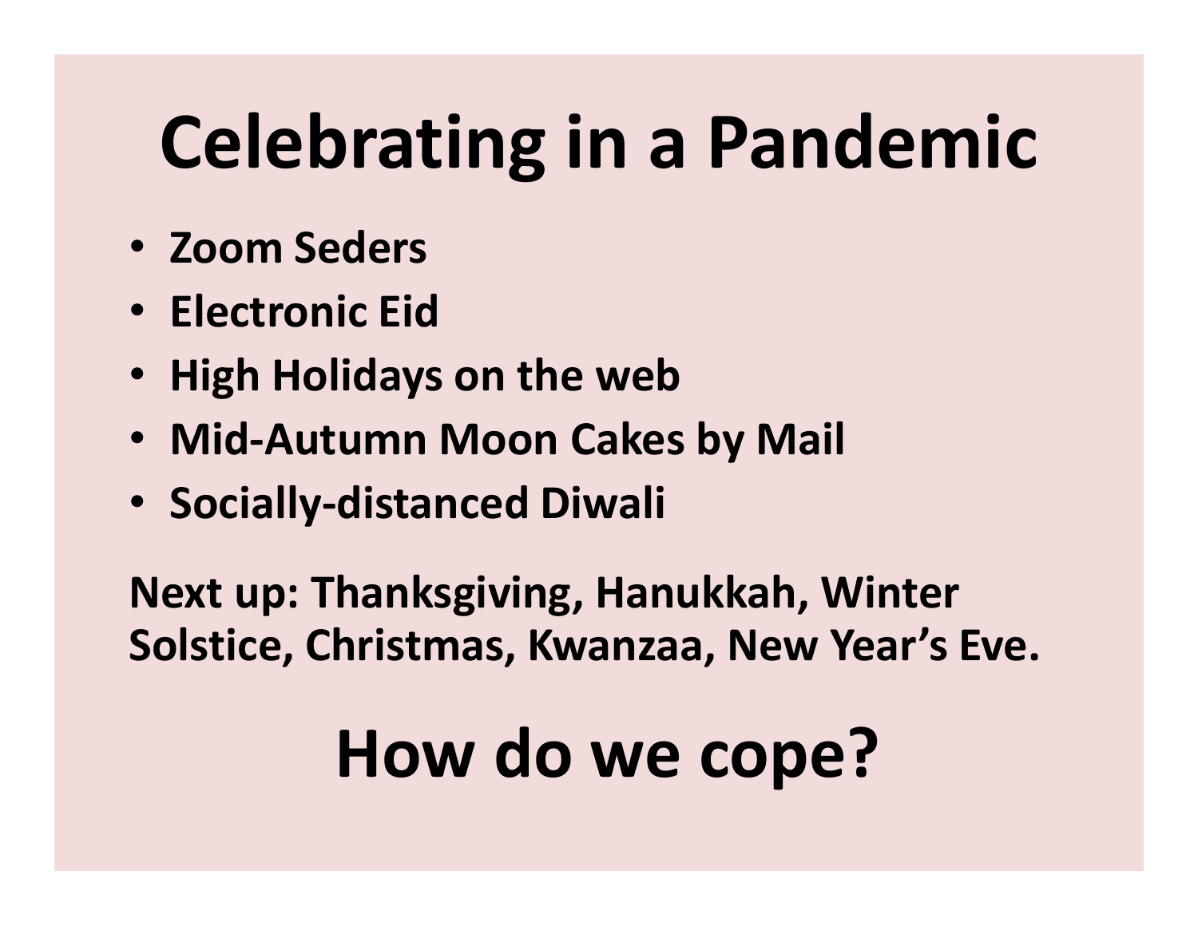# Celebrating in a Pandemic

- **Zoom Seders**
- **Electronic Eid**
- **High Holidays on the web**
- **Mid-Autumn Moon Cakes by Mail**
- **Socially-distanced Diwali**

**Next up: Thanksgiving, Hanukkah, Winter Solstice, Christmas, Kwanzaa, New Year's Eve.**

# How do we cope?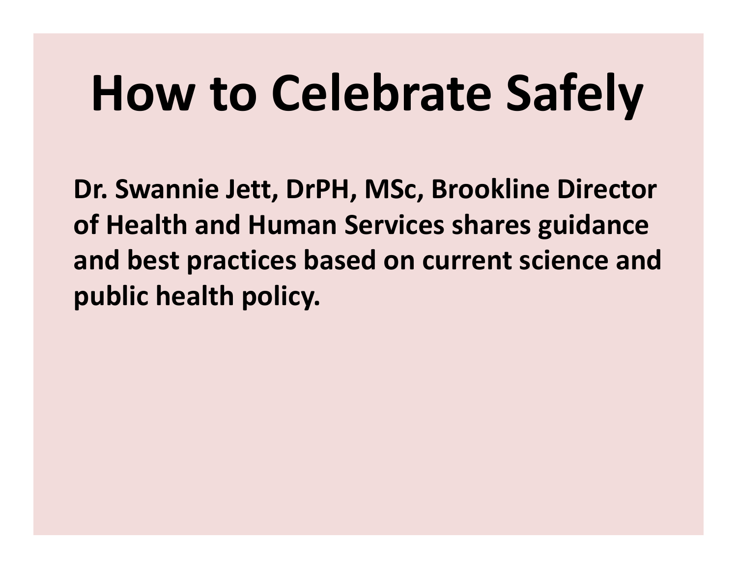# How to Celebrate Safely

**Dr. Swannie Jett, DrPH, MSc, Brookline Director of Health and Human Services shares guidance and best practices based on current science and public health policy.**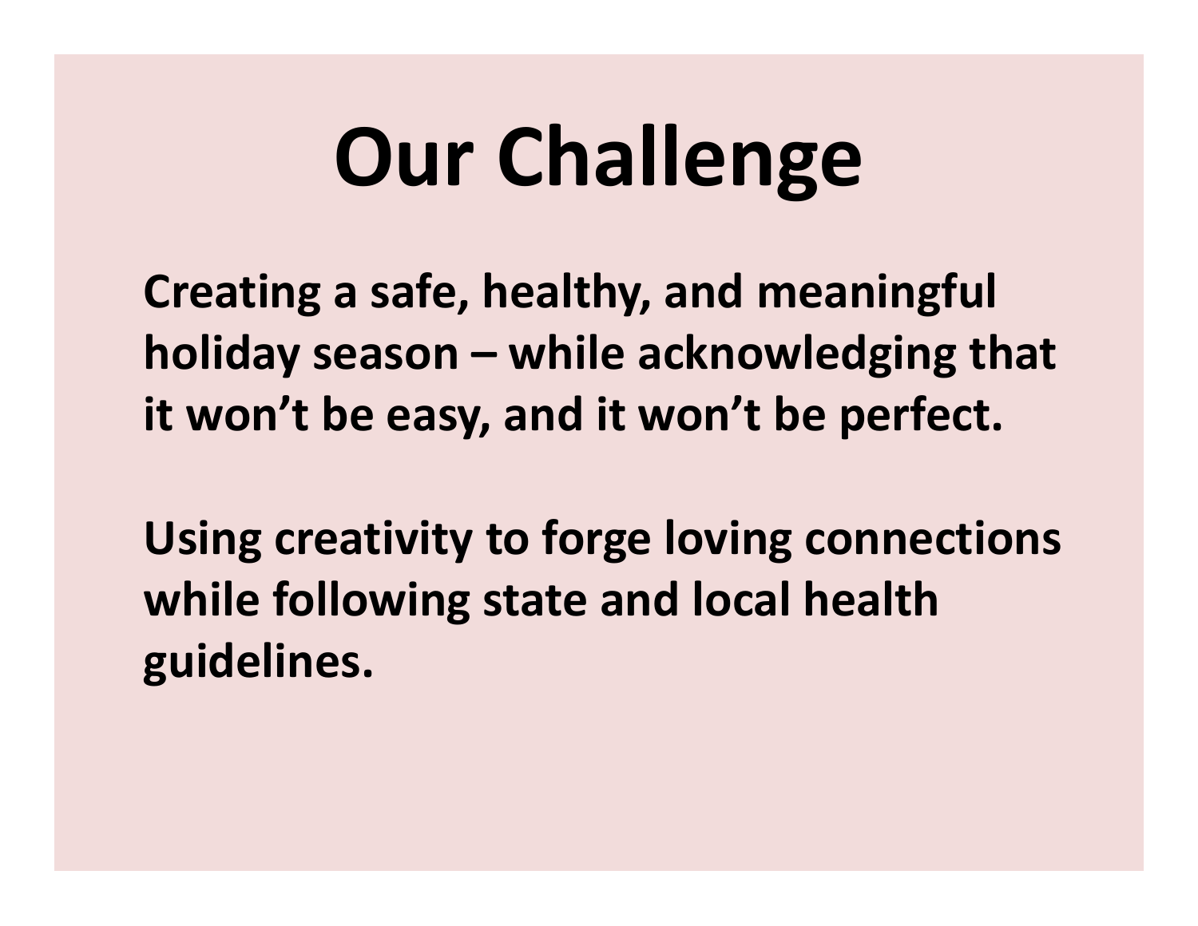# Our Challenge

**Creating a safe, healthy, and meaningful holiday season – while acknowledging that it won't be easy, and it won't be perfect.**

**Using creativity to forge loving connections while following state and local health guidelines.**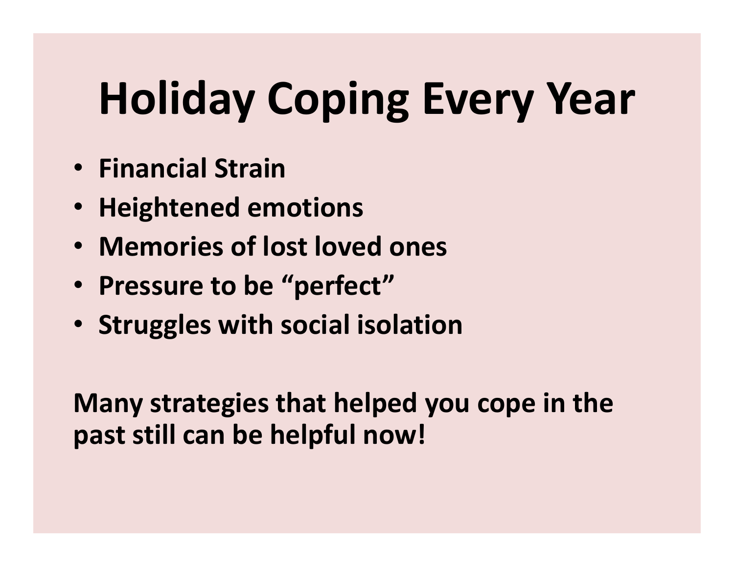# Holiday Coping Every Year

- **Financial Strain**
- **Heightened emotions**
- **Memories of lost loved ones**
- **Pressure to be "perfect"**
- **Struggles with social isolation**

**Many strategies that helped you cope in the past still can be helpful now!**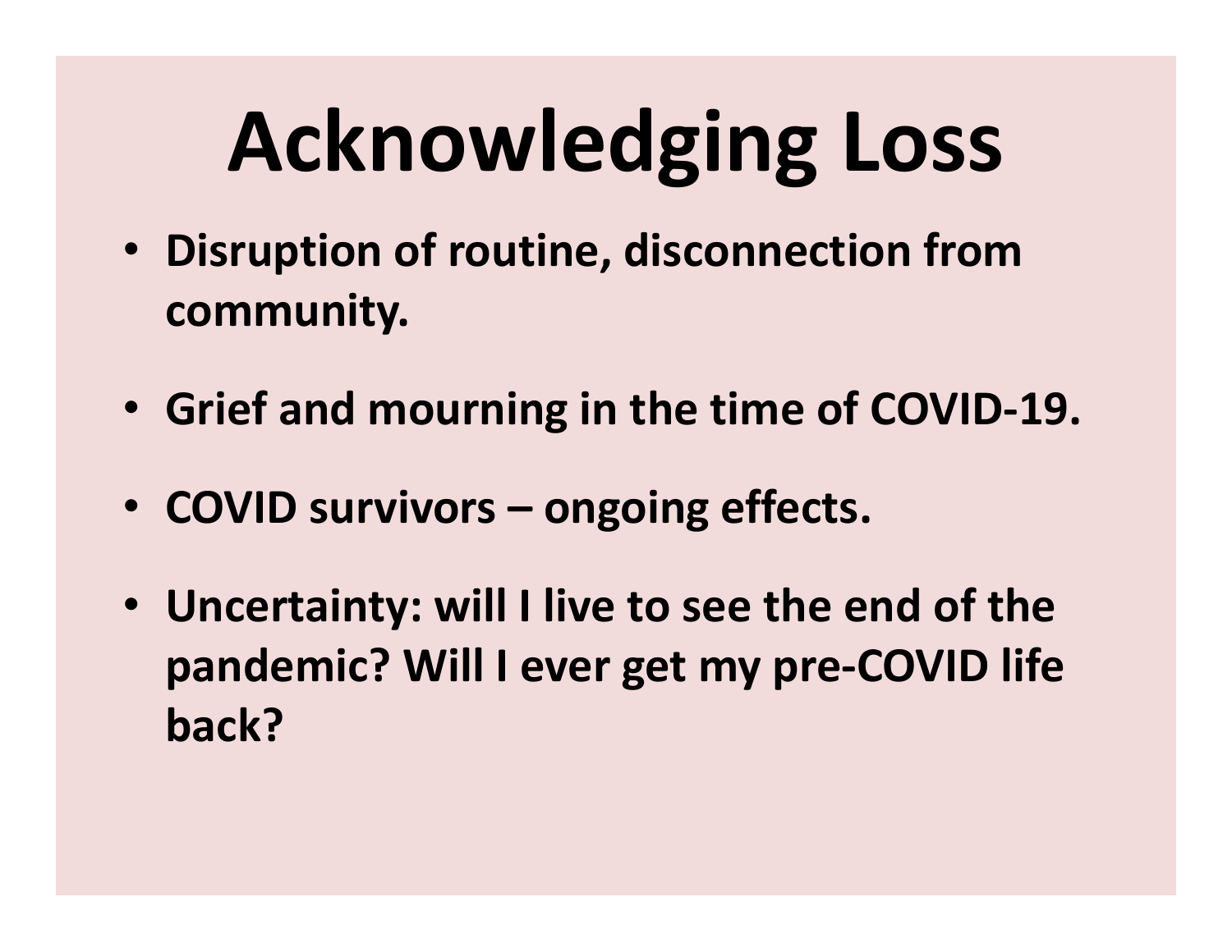# Acknowledging Loss

- **Disruption of routine, disconnection from community.**
- **Grief and mourning in the time of COVID-19.**
- **COVID survivors – ongoing effects.**
- **Uncertainty: will I live to see the end of the pandemic? Will I ever get my pre-COVID life back?**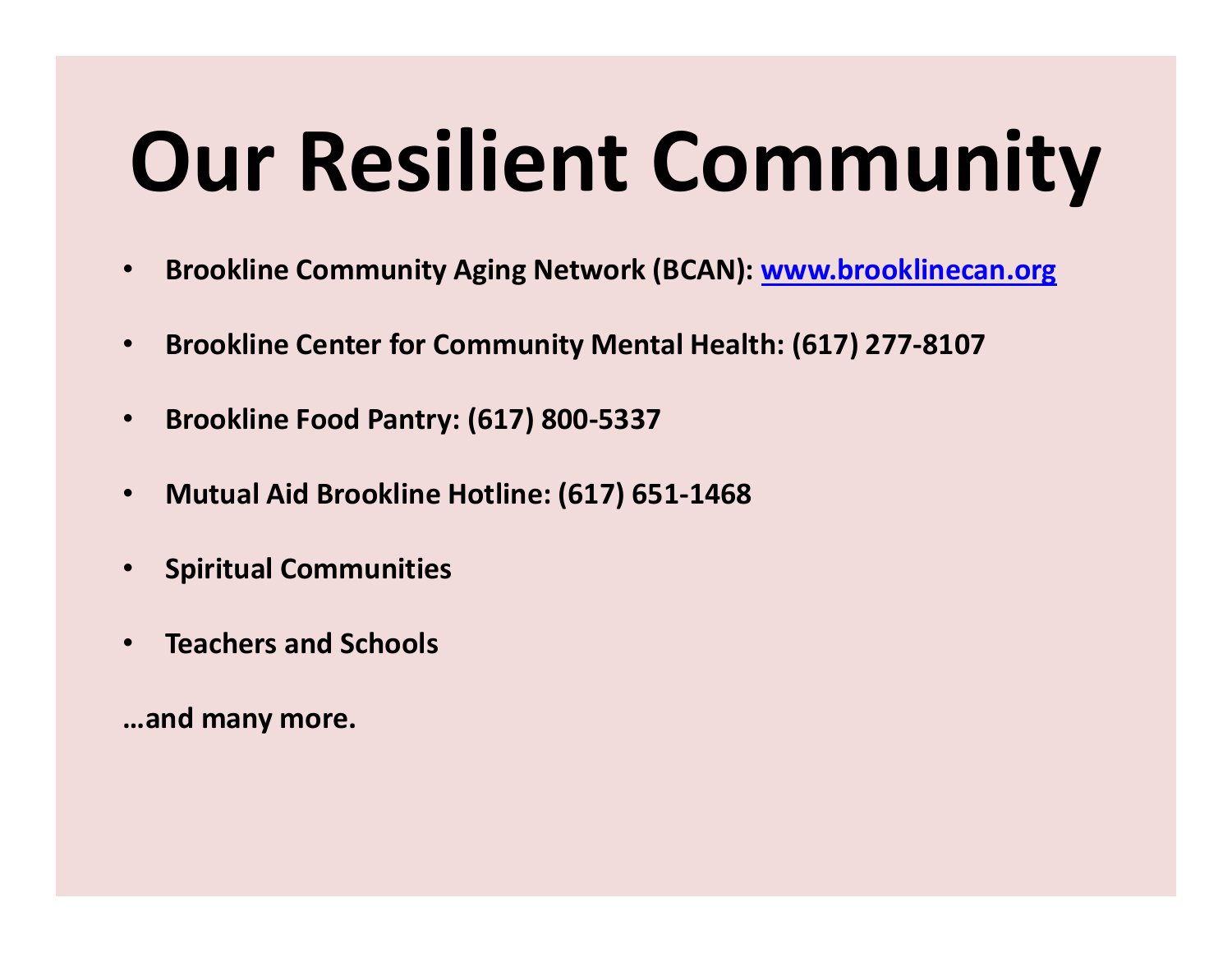# Our Resilient Community

- **Brookline Community Aging Network (BCAN): [www.brooklinecan.org](http://www.brooklinecan.org)**
- **Brookline Center for Community Mental Health: (617) 277-8107**
- **Brookline Food Pantry: (617) 800-5337**
- **Mutual Aid Brookline Hotline: (617) 651-1468**
- **Spiritual Communities**
- **Teachers and Schools**

**…and many more.**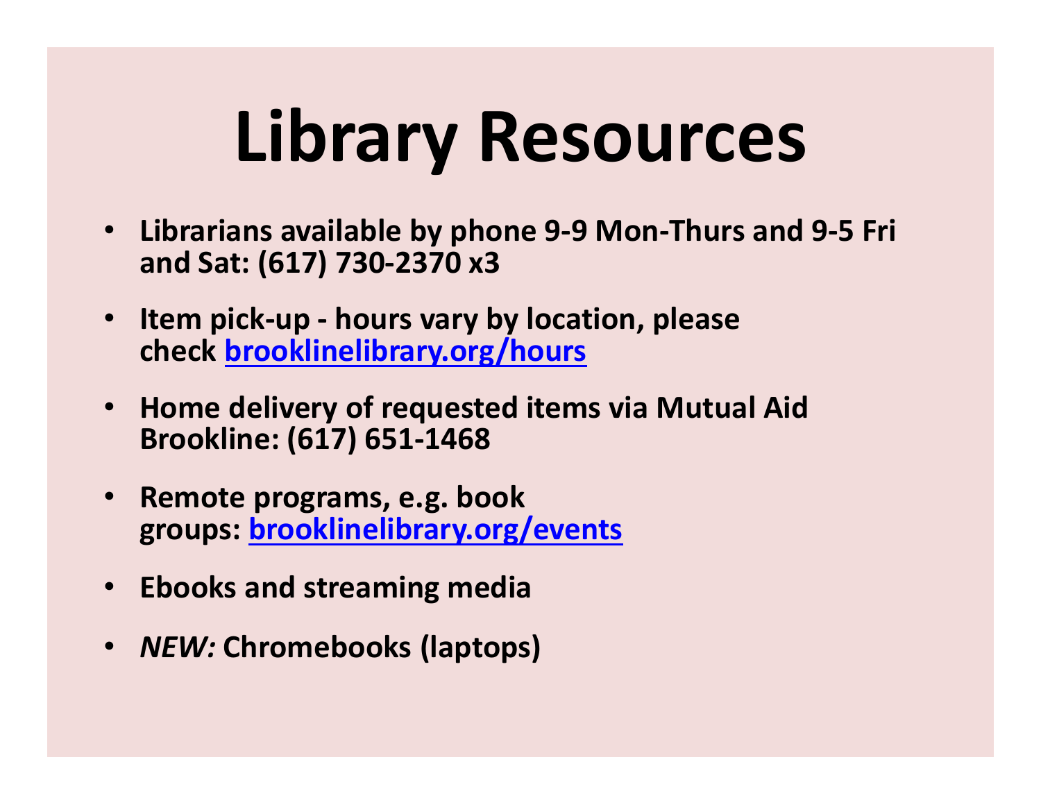# Library Resources

- **Librarians available by phone 9-9 Mon-Thurs and 9-5 Fri and Sat: (617) 730-2370 x3**
- **Item pick-up - hours vary by location, please check [brooklinelibrary.org/hours](brooklinelibrary.org/hours)**
- **Home delivery of requested items via Mutual Aid Brookline: (617) 651-1468**
- **Remote programs, e.g. book groups: [brooklinelibrary.org/events](brooklinelibrary.org/events)**
- **Ebooks and streaming media**
- ***NEW:* Chromebooks (laptops)**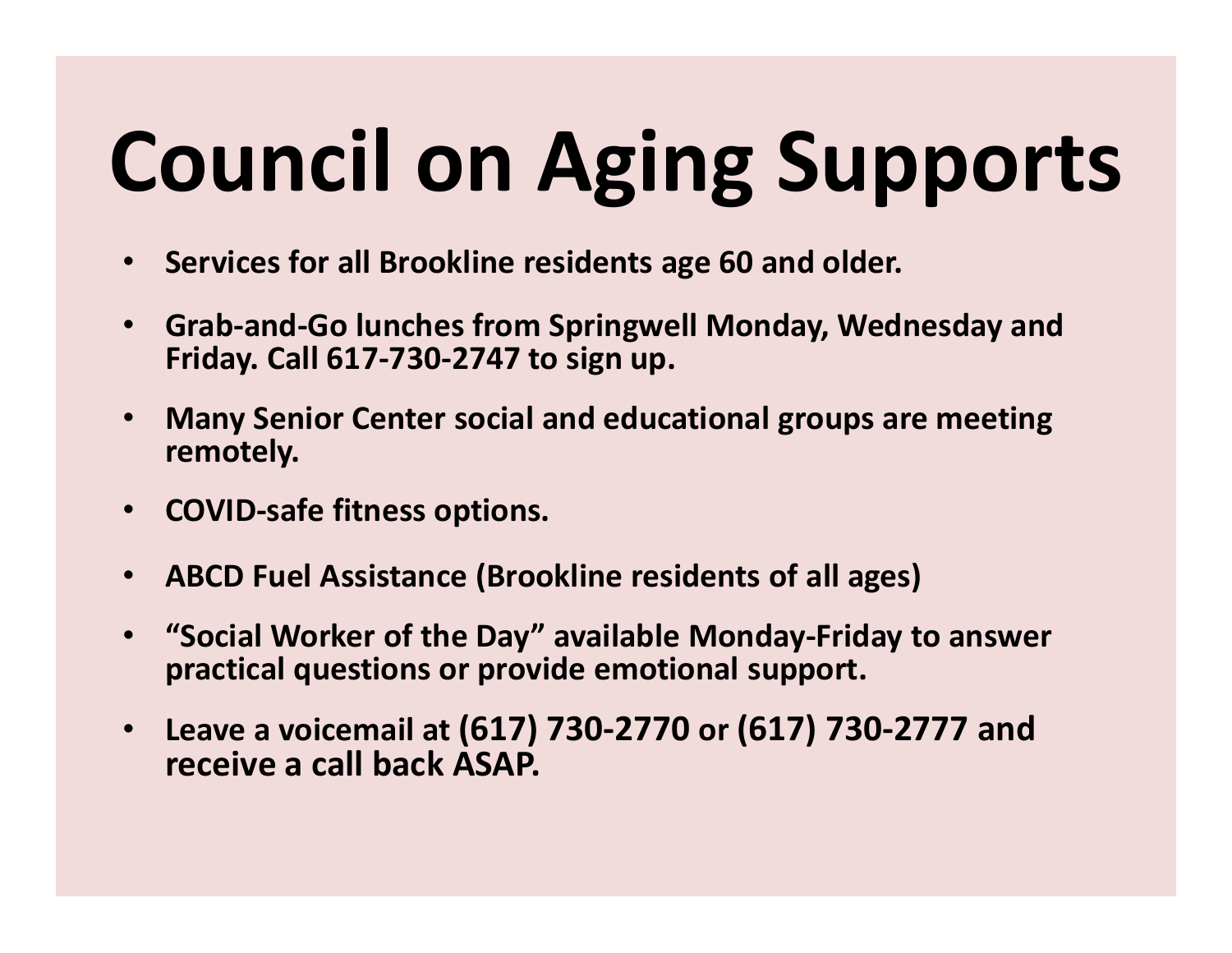# Council on Aging Supports

- **Services for all Brookline residents age 60 and older.**
- **Grab-and-Go lunches from Springwell Monday, Wednesday and Friday. Call 617-730-2747 to sign up.**
- **Many Senior Center social and educational groups are meeting remotely.**
- **COVID-safe fitness options.**
- **ABCD Fuel Assistance (Brookline residents of all ages)**
- **“Social Worker of the Day” available Monday-Friday to answer practical questions or provide emotional support.**
- **Leave a voicemail at (617) 730-2770 or (617) 730-2777 and receive a call back ASAP.**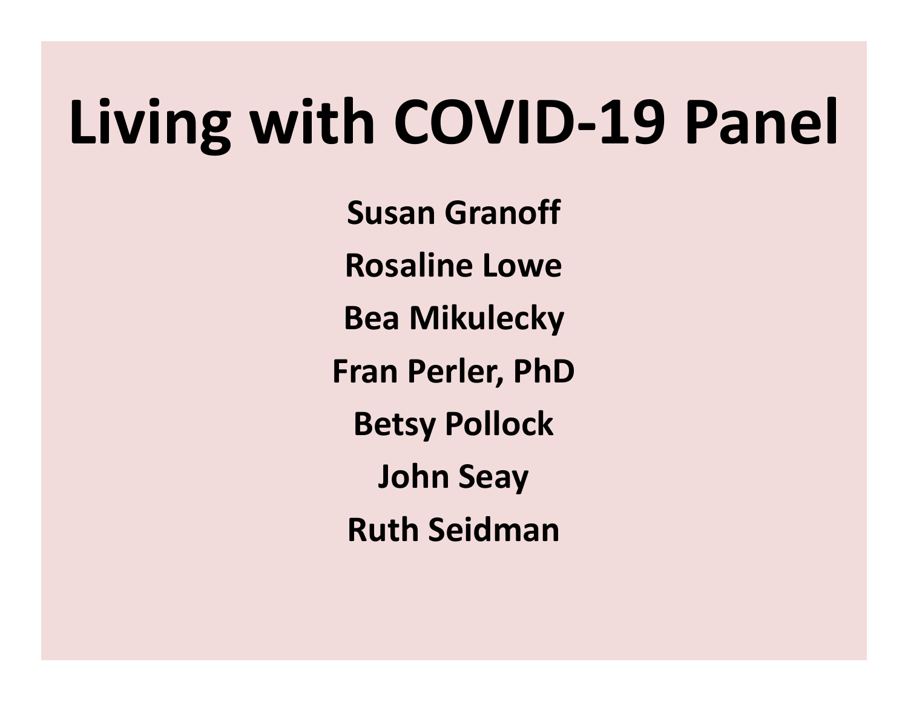# Living with COVID-19 Panel

**Susan Granoff**

**Rosaline Lowe**

**Bea Mikulecky**

**Fran Perler, PhD**

**Betsy Pollock**

**John Seay**

**Ruth Seidman**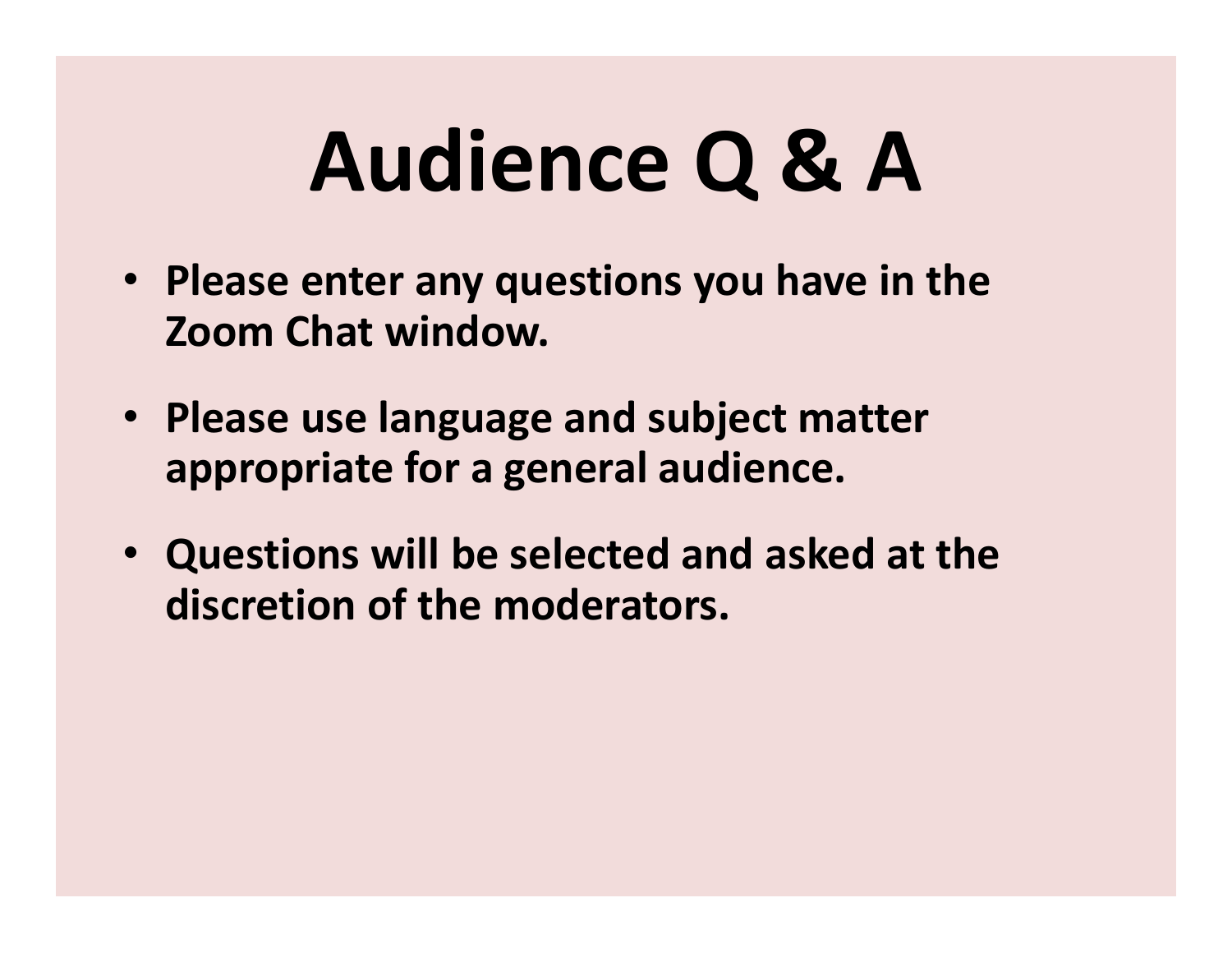# Audience Q & A

- **Please enter any questions you have in the Zoom Chat window.**
- **Please use language and subject matter appropriate for a general audience.**
- **Questions will be selected and asked at the discretion of the moderators.**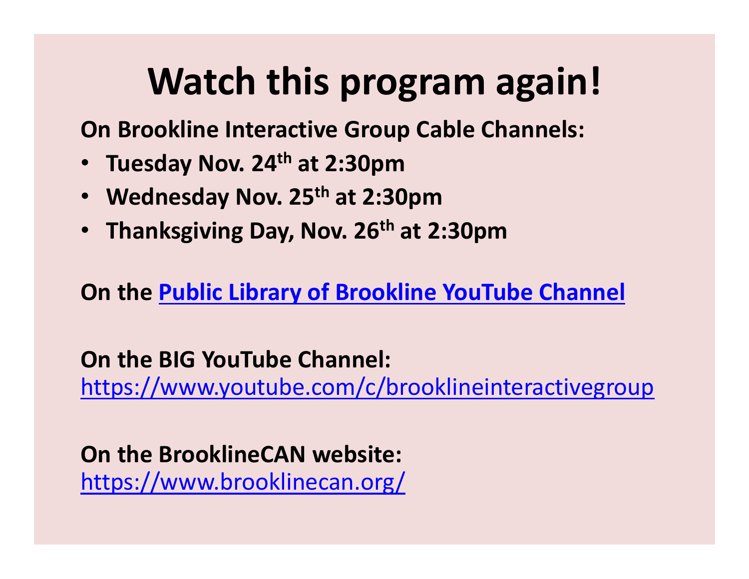# Watch this program again!

**On Brookline Interactive Group Cable Channels:**

- **Tuesday Nov. 24th at 2:30pm**
- **Wednesday Nov. 25th at 2:30pm**
- **Thanksgiving Day, Nov. 26th at 2:30pm**

**On the [Public Library of Brookline YouTube Channel]()**

**On the BIG YouTube Channel:**
[https://www.youtube.com/c/brooklineinteractivegroup](https://www.youtube.com/c/brooklineinteractivegroup)

**On the BrooklineCAN website:**
[https://www.brooklinecan.org/](https://www.brooklinecan.org/)